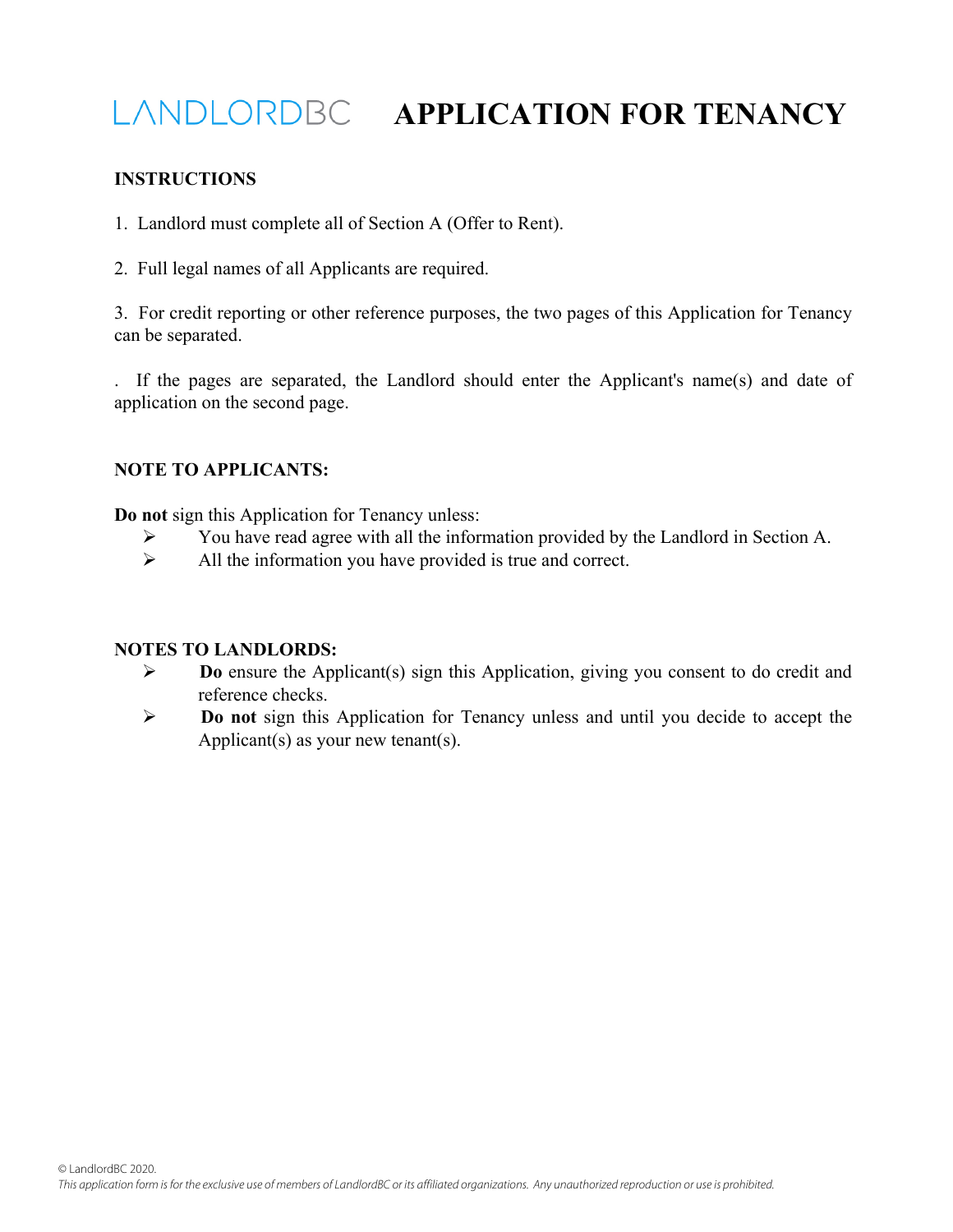# LANDLORDBC APPLICATION FOR TENANCY

**INSTRUCTIONS**

1. Landlord must complete all of Section A (Offer to Rent).

2. Full legal names of all Applicants are required.

3. For credit reporting or other reference purposes, the two pages of this Application for Tenancy can be separated.

. If the pages are separated, the Landlord should enter the Applicant's name(s) and date of application on the second page.

**NOTE TO APPLICANTS:**

**Do not** sign this Application for Tenancy unless:

- You have read agree with all the information provided by the Landlord in Section A.
- All the information you have provided is true and correct.

**NOTES TO LANDLORDS:**

- **Do** ensure the Applicant(s) sign this Application, giving you consent to do credit and reference checks.
- **Do not** sign this Application for Tenancy unless and until you decide to accept the Applicant(s) as your new tenant(s).

© LandlordBC 2020.

*This application form is for the exclusive use of members of LandlordBC or its affiliated organizations. Any unauthorized reproduction or use is prohibited.*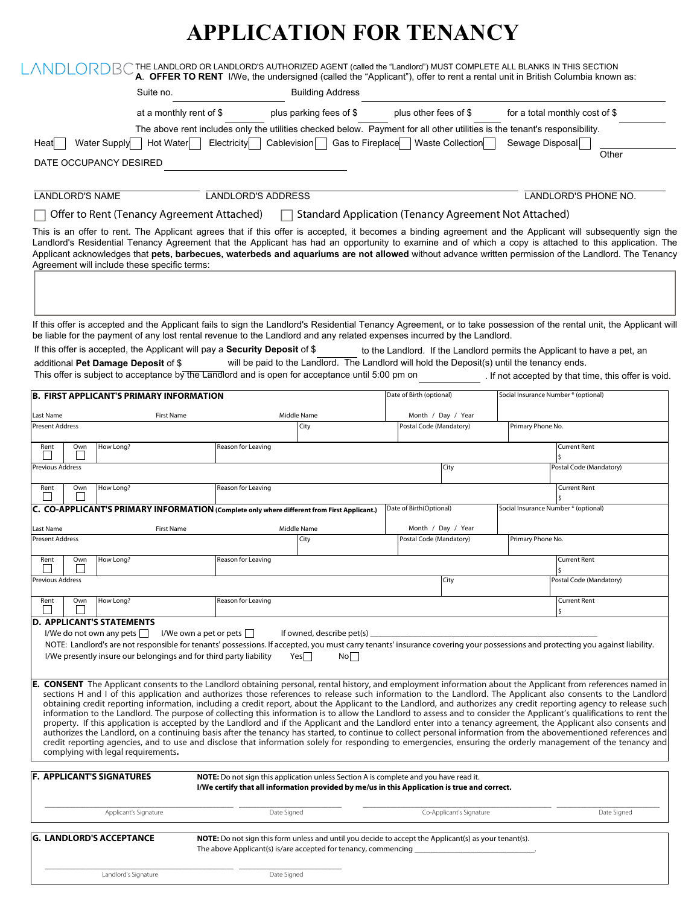# APPLICATION FOR TENANCY

LANDLORDBC THE LANDLORD OR LANDLORD'S AUTHORIZED AGENT (called the "Landlord") MUST COMPLETE ALL BLANKS IN THIS SECTION

**A. OFFER TO RENT** I/We, the undersigned (called the "Applicant"), offer to rent a rental unit in British Columbia known as:

Suite no. ______________ Building Address ______________________________

at a monthly rent of $ ________ plus parking fees of $ ________ plus other fees of $ ________ for a total monthly cost of $ ________

The above rent includes only the utilities checked below. Payment for all other utilities is the tenant's responsibility.

Heat ☐ Water Supply ☐ Hot Water ☐ Electricity ☐ Cablevision ☐ Gas to Fireplace ☐ Waste Collection ☐ Sewage Disposal ☐ ____________ Other

DATE OCCUPANCY DESIRED ______________________________

______________ LANDLORD'S NAME ______________ LANDLORD'S ADDRESS ______________ LANDLORD'S PHONE NO.

☐ Offer to Rent (Tenancy Agreement Attached) ☐ Standard Application (Tenancy Agreement Not Attached)

This is an offer to rent. The Applicant agrees that if this offer is accepted, it becomes a binding agreement and the Applicant will subsequently sign the Landlord's Residential Tenancy Agreement that the Applicant has had an opportunity to examine and of which a copy is attached to this application. The Applicant acknowledges that **pets, barbecues, waterbeds and aquariums are not allowed** without advance written permission of the Landlord. The Tenancy Agreement will include these specific terms:

| |
|---|
| |

If this offer is accepted and the Applicant fails to sign the Landlord's Residential Tenancy Agreement, or to take possession of the rental unit, the Applicant will be liable for the payment of any lost rental revenue to the Landlord and any related expenses incurred by the Landlord.

If this offer is accepted, the Applicant will pay a **Security Deposit** of $ ________ to the Landlord. If the Landlord permits the Applicant to have a pet, an additional **Pet Damage Deposit** of $ ________ will be paid to the Landlord. The Landlord will hold the Deposit(s) until the tenancy ends.

This offer is subject to acceptance by the Landlord and is open for acceptance until 5:00 pm on ____________ . If not accepted by that time, this offer is void.

| **B. FIRST APPLICANT'S PRIMARY INFORMATION** | | | | Date of Birth (optional) | | Social Insurance Number * (optional) |
|---|---|---|---|---|---|---|
| Last Name | First Name | Middle Name | | Month / Day / Year | | |
| Present Address | | | City | Postal Code (Mandatory) | | Primary Phone No. |
| Rent ☐ Own ☐ | How Long? | Reason for Leaving | | | | Current Rent $ |
| Previous Address | | | | City | | Postal Code (Mandatory) |
| Rent ☐ Own ☐ | How Long? | Reason for Leaving | | | | Current Rent $ |

| **C. CO-APPLICANT'S PRIMARY INFORMATION** (Complete only where different from First Applicant.) | | | | Date of Birth(Optional) | | Social Insurance Number * (optional) |
|---|---|---|---|---|---|---|
| Last Name | First Name | Middle Name | | Month / Day / Year | | |
| Present Address | | | City | Postal Code (Mandatory) | | Primary Phone No. |
| Rent ☐ Own ☐ | How Long? | Reason for Leaving | | | | Current Rent $ |
| Previous Address | | | | City | | Postal Code (Mandatory) |
| Rent ☐ Own ☐ | How Long? | Reason for Leaving | | | | Current Rent $ |

**D. APPLICANT'S STATEMENTS**

I/We do not own any pets ☐ I/We own a pet or pets ☐ If owned, describe pet(s) ______________________________

NOTE: Landlord's are not responsible for tenants' possessions. If accepted, you must carry tenants' insurance covering your possessions and protecting you against liability.

I/We presently insure our belongings and for third party liability Yes ☐ No ☐

**E. CONSENT** The Applicant consents to the Landlord obtaining personal, rental history, and employment information about the Applicant from references named in sections H and I of this application and authorizes those references to release such information to the Landlord. The Applicant also consents to the Landlord obtaining credit reporting information, including a credit report, about the Applicant to the Landlord, and authorizes any credit reporting agency to release such information to the Landlord. The purpose of collecting this information is to allow the Landlord to assess and to consider the Applicant's qualifications to rent the property. If this application is accepted by the Landlord and if the Applicant and the Landlord enter into a tenancy agreement, the Applicant also consents and authorizes the Landlord, on a continuing basis after the tenancy has started, to continue to collect personal information from the abovementioned references and credit reporting agencies, and to use and disclose that information solely for responding to emergencies, ensuring the orderly management of the tenancy and complying with legal requirements**.**

**F. APPLICANT'S SIGNATURES** **NOTE:** Do not sign this application unless Section A is complete and you have read it.
**I/We certify that all information provided by me/us in this Application is true and correct.**

______________________ Applicant's Signature ______________ Date Signed ______________________ Co-Applicant's Signature ______________ Date Signed

**G. LANDLORD'S ACCEPTANCE** **NOTE:** Do not sign this form unless and until you decide to accept the Applicant(s) as your tenant(s).
The above Applicant(s) is/are accepted for tenancy, commencing ______________________________.

______________________ Landlord's Signature ______________ Date Signed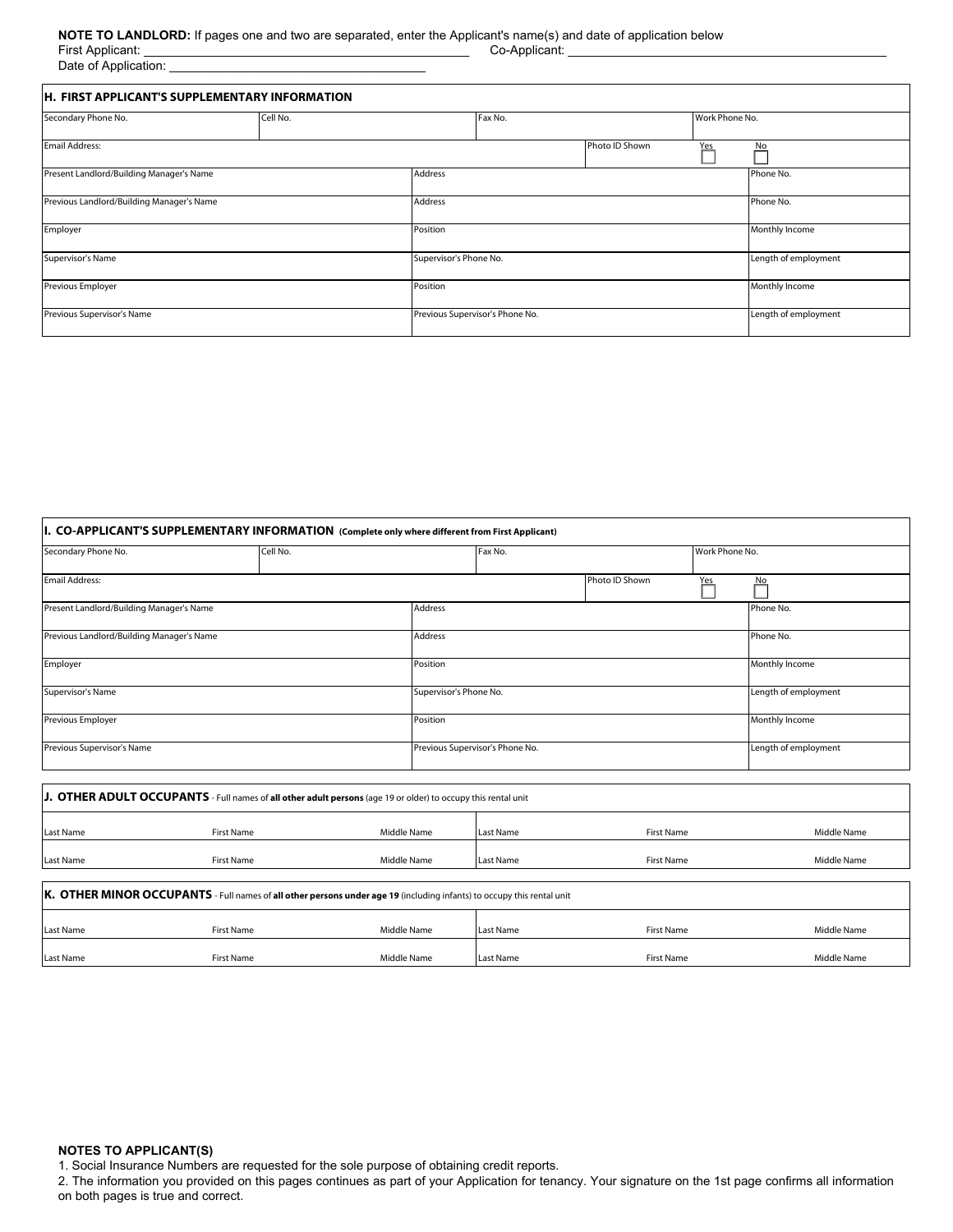**NOTE TO LANDLORD:** If pages one and two are separated, enter the Applicant's name(s) and date of application below

First Applicant: ______________________________ Co-Applicant: ______________________________

Date of Application: ______________________________

| **H. FIRST APPLICANT'S SUPPLEMENTARY INFORMATION** | | | | |
|---|---|---|---|---|
| Secondary Phone No. | Cell No. | Fax No. | | Work Phone No. |
| Email Address: | | | Photo ID Shown | Yes ☐ No ☐ |
| Present Landlord/Building Manager's Name | | Address | | Phone No. |
| Previous Landlord/Building Manager's Name | | Address | | Phone No. |
| Employer | | Position | | Monthly Income |
| Supervisor's Name | | Supervisor's Phone No. | | Length of employment |
| Previous Employer | | Position | | Monthly Income |
| Previous Supervisor's Name | | Previous Supervisor's Phone No. | | Length of employment |

| **I. CO-APPLICANT'S SUPPLEMENTARY INFORMATION** (Complete only where different from First Applicant) | | | | |
|---|---|---|---|---|
| Secondary Phone No. | Cell No. | Fax No. | | Work Phone No. |
| Email Address: | | | Photo ID Shown | Yes ☐ No ☐ |
| Present Landlord/Building Manager's Name | | Address | | Phone No. |
| Previous Landlord/Building Manager's Name | | Address | | Phone No. |
| Employer | | Position | | Monthly Income |
| Supervisor's Name | | Supervisor's Phone No. | | Length of employment |
| Previous Employer | | Position | | Monthly Income |
| Previous Supervisor's Name | | Previous Supervisor's Phone No. | | Length of employment |

| **J. OTHER ADULT OCCUPANTS** - Full names of **all other adult persons** (age 19 or older) to occupy this rental unit | | | | | |
|---|---|---|---|---|---|
| Last Name | First Name | Middle Name | Last Name | First Name | Middle Name |
| Last Name | First Name | Middle Name | Last Name | First Name | Middle Name |

| **K. OTHER MINOR OCCUPANTS** - Full names of **all other persons under age 19** (including infants) to occupy this rental unit | | | | | |
|---|---|---|---|---|---|
| Last Name | First Name | Middle Name | Last Name | First Name | Middle Name |
| Last Name | First Name | Middle Name | Last Name | First Name | Middle Name |

**NOTES TO APPLICANT(S)**

1. Social Insurance Numbers are requested for the sole purpose of obtaining credit reports.
2. The information you provided on this pages continues as part of your Application for tenancy. Your signature on the 1st page confirms all information on both pages is true and correct.